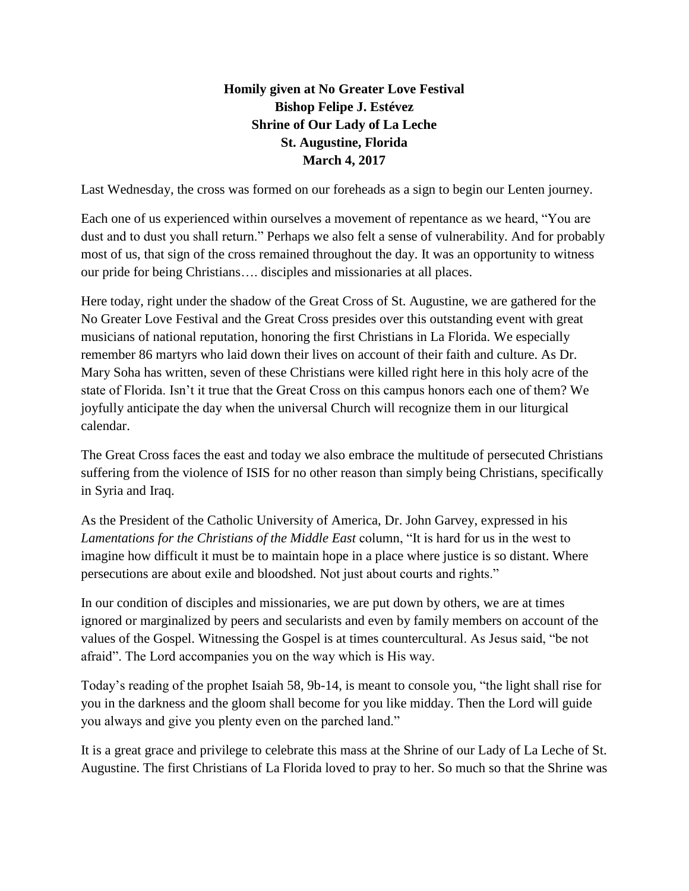**Homily given at No Greater Love Festival**
**Bishop Felipe J. Estévez**
**Shrine of Our Lady of La Leche**
**St. Augustine, Florida**
**March 4, 2017**

Last Wednesday, the cross was formed on our foreheads as a sign to begin our Lenten journey.

Each one of us experienced within ourselves a movement of repentance as we heard, "You are dust and to dust you shall return." Perhaps we also felt a sense of vulnerability. And for probably most of us, that sign of the cross remained throughout the day. It was an opportunity to witness our pride for being Christians…. disciples and missionaries at all places.

Here today, right under the shadow of the Great Cross of St. Augustine, we are gathered for the No Greater Love Festival and the Great Cross presides over this outstanding event with great musicians of national reputation, honoring the first Christians in La Florida. We especially remember 86 martyrs who laid down their lives on account of their faith and culture. As Dr. Mary Soha has written, seven of these Christians were killed right here in this holy acre of the state of Florida. Isn't it true that the Great Cross on this campus honors each one of them? We joyfully anticipate the day when the universal Church will recognize them in our liturgical calendar.

The Great Cross faces the east and today we also embrace the multitude of persecuted Christians suffering from the violence of ISIS for no other reason than simply being Christians, specifically in Syria and Iraq.

As the President of the Catholic University of America, Dr. John Garvey, expressed in his *Lamentations for the Christians of the Middle East* column, "It is hard for us in the west to imagine how difficult it must be to maintain hope in a place where justice is so distant. Where persecutions are about exile and bloodshed. Not just about courts and rights."

In our condition of disciples and missionaries, we are put down by others, we are at times ignored or marginalized by peers and secularists and even by family members on account of the values of the Gospel. Witnessing the Gospel is at times countercultural. As Jesus said, "be not afraid". The Lord accompanies you on the way which is His way.

Today's reading of the prophet Isaiah 58, 9b-14, is meant to console you, "the light shall rise for you in the darkness and the gloom shall become for you like midday. Then the Lord will guide you always and give you plenty even on the parched land."

It is a great grace and privilege to celebrate this mass at the Shrine of our Lady of La Leche of St. Augustine. The first Christians of La Florida loved to pray to her. So much so that the Shrine was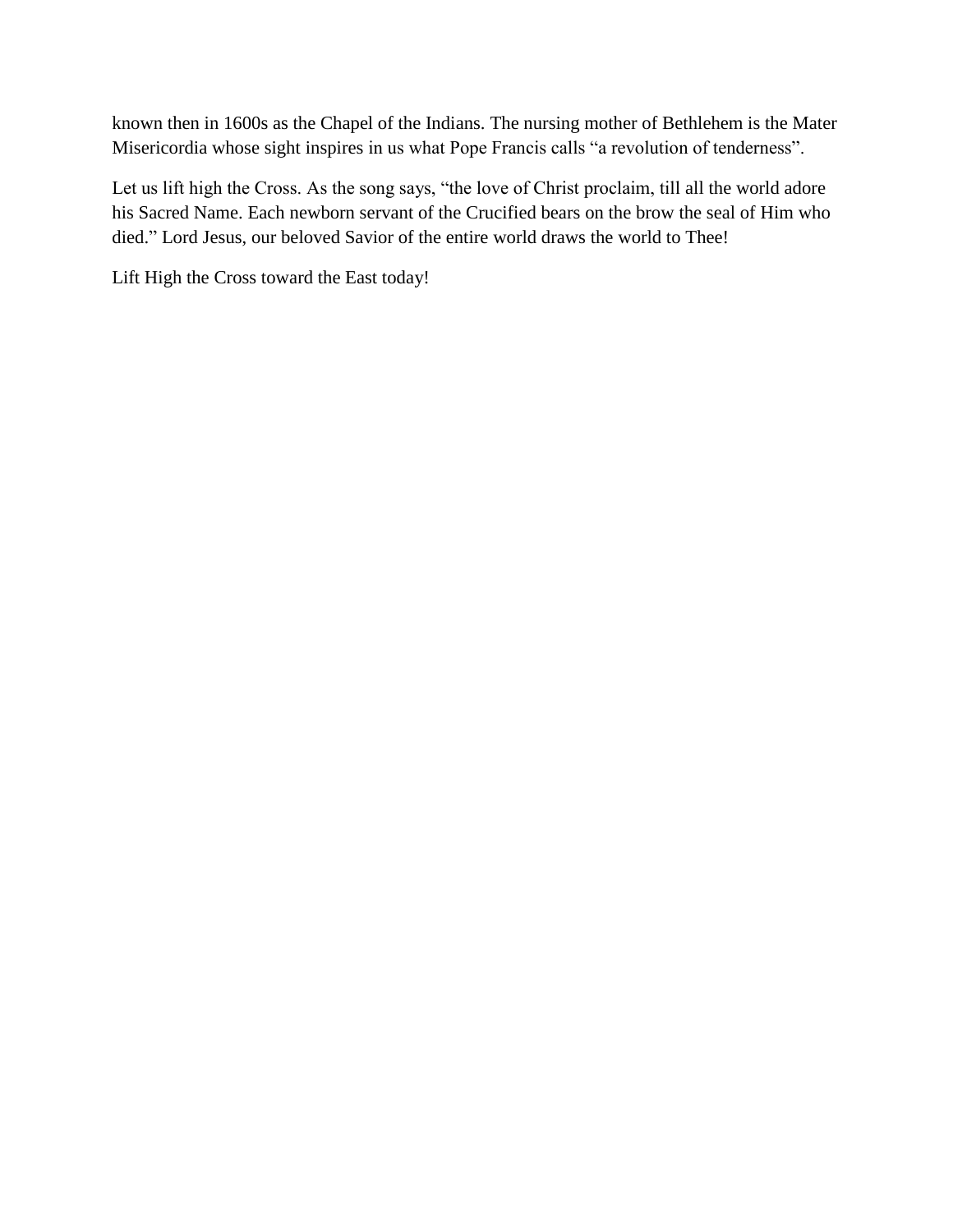known then in 1600s as the Chapel of the Indians. The nursing mother of Bethlehem is the Mater Misericordia whose sight inspires in us what Pope Francis calls "a revolution of tenderness".

Let us lift high the Cross. As the song says, "the love of Christ proclaim, till all the world adore his Sacred Name. Each newborn servant of the Crucified bears on the brow the seal of Him who died." Lord Jesus, our beloved Savior of the entire world draws the world to Thee!

Lift High the Cross toward the East today!